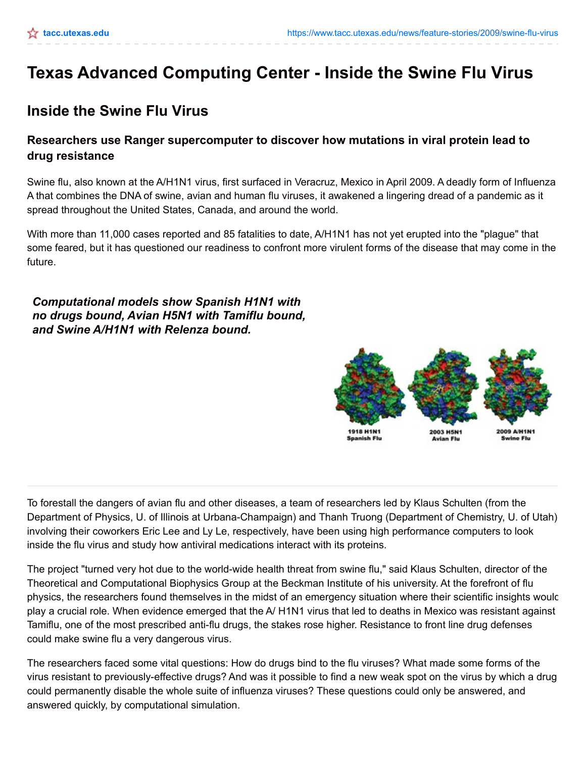# Texas Advanced Computing Center - Inside the Swine Flu Virus

## Inside the Swine Flu Virus

### Researchers use Ranger supercomputer to discover how mutations in viral protein lead to drug resistance

Swine flu, also known at the A/H1N1 virus, first surfaced in Veracruz, Mexico in April 2009. A deadly form of Influenza A that combines the DNA of swine, avian and human flu viruses, it awakened a lingering dread of a pandemic as it spread throughout the United States, Canada, and around the world.

With more than 11,000 cases reported and 85 fatalities to date, A/H1N1 has not yet erupted into the "plague" that some feared, but it has questioned our readiness to confront more virulent forms of the disease that may come in the future.

***Computational models show Spanish H1N1 with no drugs bound, Avian H5N1 with Tamiflu bound, and Swine A/H1N1 with Relenza bound.***

1918 H1N1 Spanish Flu | 2003 H5N1 Avian Flu | 2009 A/H1N1 Swine Flu

---

To forestall the dangers of avian flu and other diseases, a team of researchers led by Klaus Schulten (from the Department of Physics, U. of Illinois at Urbana-Champaign) and Thanh Truong (Department of Chemistry, U. of Utah) involving their coworkers Eric Lee and Ly Le, respectively, have been using high performance computers to look inside the flu virus and study how antiviral medications interact with its proteins.

The project "turned very hot due to the world-wide health threat from swine flu," said Klaus Schulten, director of the Theoretical and Computational Biophysics Group at the Beckman Institute of his university. At the forefront of flu physics, the researchers found themselves in the midst of an emergency situation where their scientific insights would play a crucial role. When evidence emerged that the A/ H1N1 virus that led to deaths in Mexico was resistant against Tamiflu, one of the most prescribed anti-flu drugs, the stakes rose higher. Resistance to front line drug defenses could make swine flu a very dangerous virus.

The researchers faced some vital questions: How do drugs bind to the flu viruses? What made some forms of the virus resistant to previously-effective drugs? And was it possible to find a new weak spot on the virus by which a drug could permanently disable the whole suite of influenza viruses? These questions could only be answered, and answered quickly, by computational simulation.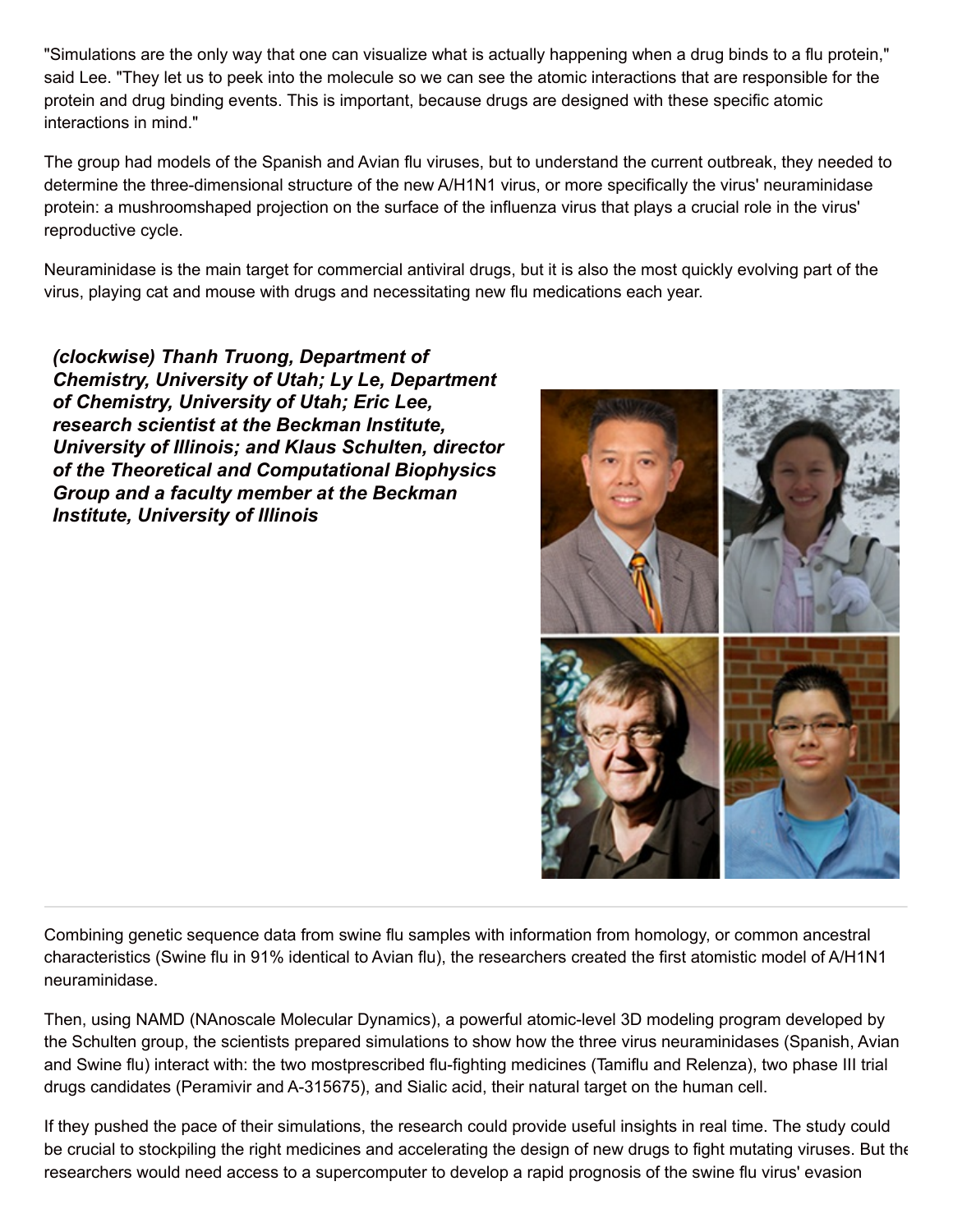"Simulations are the only way that one can visualize what is actually happening when a drug binds to a flu protein," said Lee. "They let us to peek into the molecule so we can see the atomic interactions that are responsible for the protein and drug binding events. This is important, because drugs are designed with these specific atomic interactions in mind."

The group had models of the Spanish and Avian flu viruses, but to understand the current outbreak, they needed to determine the three-dimensional structure of the new A/H1N1 virus, or more specifically the virus' neuraminidase protein: a mushroomshaped projection on the surface of the influenza virus that plays a crucial role in the virus' reproductive cycle.

Neuraminidase is the main target for commercial antiviral drugs, but it is also the most quickly evolving part of the virus, playing cat and mouse with drugs and necessitating new flu medications each year.

***(clockwise) Thanh Truong, Department of Chemistry, University of Utah; Ly Le, Department of Chemistry, University of Utah; Eric Lee, research scientist at the Beckman Institute, University of Illinois; and Klaus Schulten, director of the Theoretical and Computational Biophysics Group and a faculty member at the Beckman Institute, University of Illinois***

---

Combining genetic sequence data from swine flu samples with information from homology, or common ancestral characteristics (Swine flu in 91% identical to Avian flu), the researchers created the first atomistic model of A/H1N1 neuraminidase.

Then, using NAMD (NAnoscale Molecular Dynamics), a powerful atomic-level 3D modeling program developed by the Schulten group, the scientists prepared simulations to show how the three virus neuraminidases (Spanish, Avian and Swine flu) interact with: the two mostprescribed flu-fighting medicines (Tamiflu and Relenza), two phase III trial drugs candidates (Peramivir and A-315675), and Sialic acid, their natural target on the human cell.

If they pushed the pace of their simulations, the research could provide useful insights in real time. The study could be crucial to stockpiling the right medicines and accelerating the design of new drugs to fight mutating viruses. But the researchers would need access to a supercomputer to develop a rapid prognosis of the swine flu virus' evasion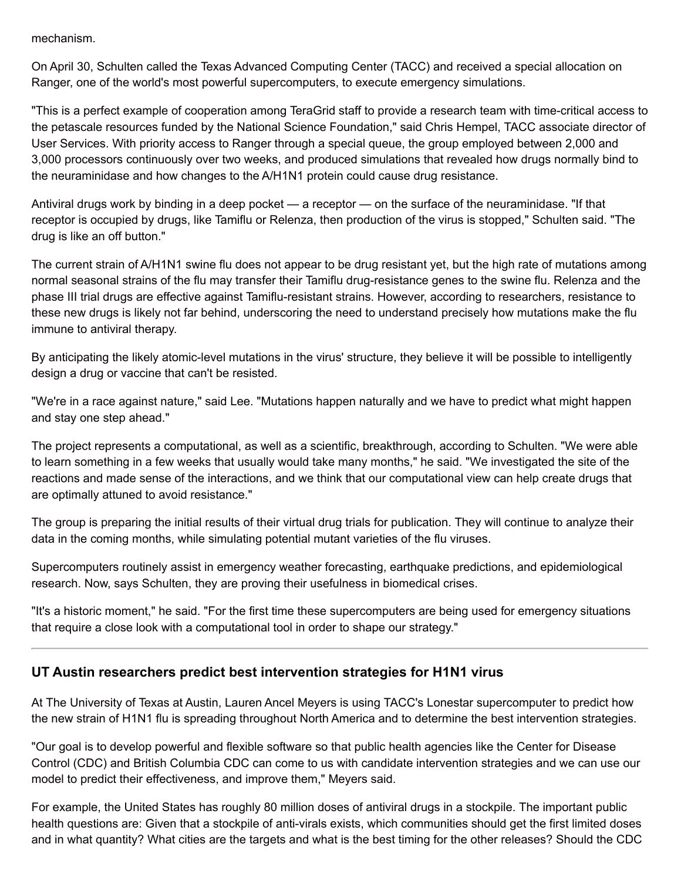mechanism.

On April 30, Schulten called the Texas Advanced Computing Center (TACC) and received a special allocation on Ranger, one of the world's most powerful supercomputers, to execute emergency simulations.

"This is a perfect example of cooperation among TeraGrid staff to provide a research team with time-critical access to the petascale resources funded by the National Science Foundation," said Chris Hempel, TACC associate director of User Services. With priority access to Ranger through a special queue, the group employed between 2,000 and 3,000 processors continuously over two weeks, and produced simulations that revealed how drugs normally bind to the neuraminidase and how changes to the A/H1N1 protein could cause drug resistance.

Antiviral drugs work by binding in a deep pocket — a receptor — on the surface of the neuraminidase. "If that receptor is occupied by drugs, like Tamiflu or Relenza, then production of the virus is stopped," Schulten said. "The drug is like an off button."

The current strain of A/H1N1 swine flu does not appear to be drug resistant yet, but the high rate of mutations among normal seasonal strains of the flu may transfer their Tamiflu drug-resistance genes to the swine flu. Relenza and the phase III trial drugs are effective against Tamiflu-resistant strains. However, according to researchers, resistance to these new drugs is likely not far behind, underscoring the need to understand precisely how mutations make the flu immune to antiviral therapy.

By anticipating the likely atomic-level mutations in the virus' structure, they believe it will be possible to intelligently design a drug or vaccine that can't be resisted.

"We're in a race against nature," said Lee. "Mutations happen naturally and we have to predict what might happen and stay one step ahead."

The project represents a computational, as well as a scientific, breakthrough, according to Schulten. "We were able to learn something in a few weeks that usually would take many months," he said. "We investigated the site of the reactions and made sense of the interactions, and we think that our computational view can help create drugs that are optimally attuned to avoid resistance."

The group is preparing the initial results of their virtual drug trials for publication. They will continue to analyze their data in the coming months, while simulating potential mutant varieties of the flu viruses.

Supercomputers routinely assist in emergency weather forecasting, earthquake predictions, and epidemiological research. Now, says Schulten, they are proving their usefulness in biomedical crises.

"It's a historic moment," he said. "For the first time these supercomputers are being used for emergency situations that require a close look with a computational tool in order to shape our strategy."

---

### UT Austin researchers predict best intervention strategies for H1N1 virus

At The University of Texas at Austin, Lauren Ancel Meyers is using TACC's Lonestar supercomputer to predict how the new strain of H1N1 flu is spreading throughout North America and to determine the best intervention strategies.

"Our goal is to develop powerful and flexible software so that public health agencies like the Center for Disease Control (CDC) and British Columbia CDC can come to us with candidate intervention strategies and we can use our model to predict their effectiveness, and improve them," Meyers said.

For example, the United States has roughly 80 million doses of antiviral drugs in a stockpile. The important public health questions are: Given that a stockpile of anti-virals exists, which communities should get the first limited doses and in what quantity? What cities are the targets and what is the best timing for the other releases? Should the CDC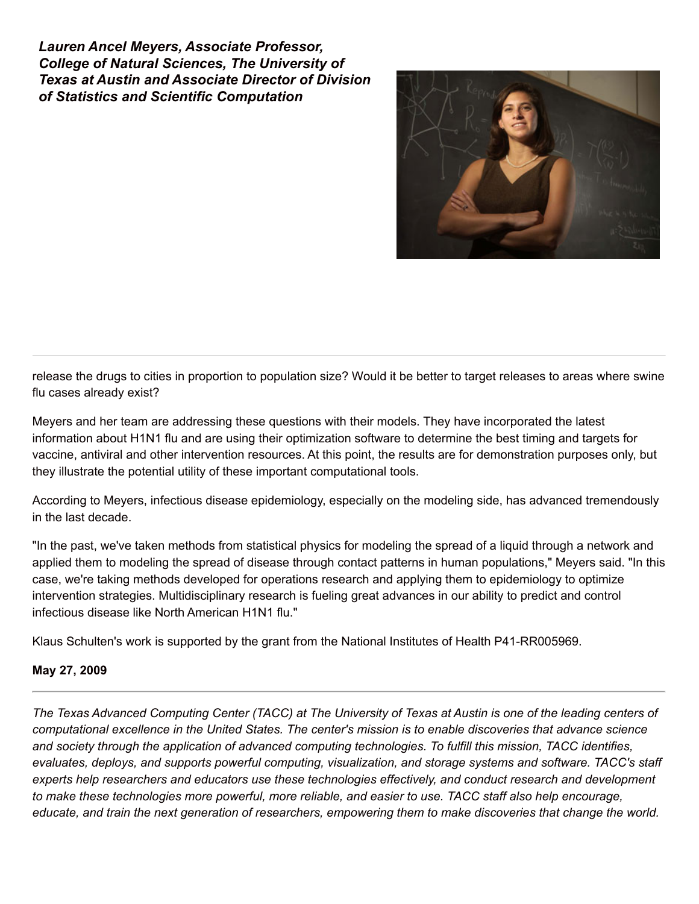***Lauren Ancel Meyers, Associate Professor, College of Natural Sciences, The University of Texas at Austin and Associate Director of Division of Statistics and Scientific Computation***

---

release the drugs to cities in proportion to population size? Would it be better to target releases to areas where swine flu cases already exist?

Meyers and her team are addressing these questions with their models. They have incorporated the latest information about H1N1 flu and are using their optimization software to determine the best timing and targets for vaccine, antiviral and other intervention resources. At this point, the results are for demonstration purposes only, but they illustrate the potential utility of these important computational tools.

According to Meyers, infectious disease epidemiology, especially on the modeling side, has advanced tremendously in the last decade.

"In the past, we've taken methods from statistical physics for modeling the spread of a liquid through a network and applied them to modeling the spread of disease through contact patterns in human populations," Meyers said. "In this case, we're taking methods developed for operations research and applying them to epidemiology to optimize intervention strategies. Multidisciplinary research is fueling great advances in our ability to predict and control infectious disease like North American H1N1 flu."

Klaus Schulten's work is supported by the grant from the National Institutes of Health P41-RR005969.

**May 27, 2009**

---

*The Texas Advanced Computing Center (TACC) at The University of Texas at Austin is one of the leading centers of computational excellence in the United States. The center's mission is to enable discoveries that advance science and society through the application of advanced computing technologies. To fulfill this mission, TACC identifies, evaluates, deploys, and supports powerful computing, visualization, and storage systems and software. TACC's staff experts help researchers and educators use these technologies effectively, and conduct research and development to make these technologies more powerful, more reliable, and easier to use. TACC staff also help encourage, educate, and train the next generation of researchers, empowering them to make discoveries that change the world.*